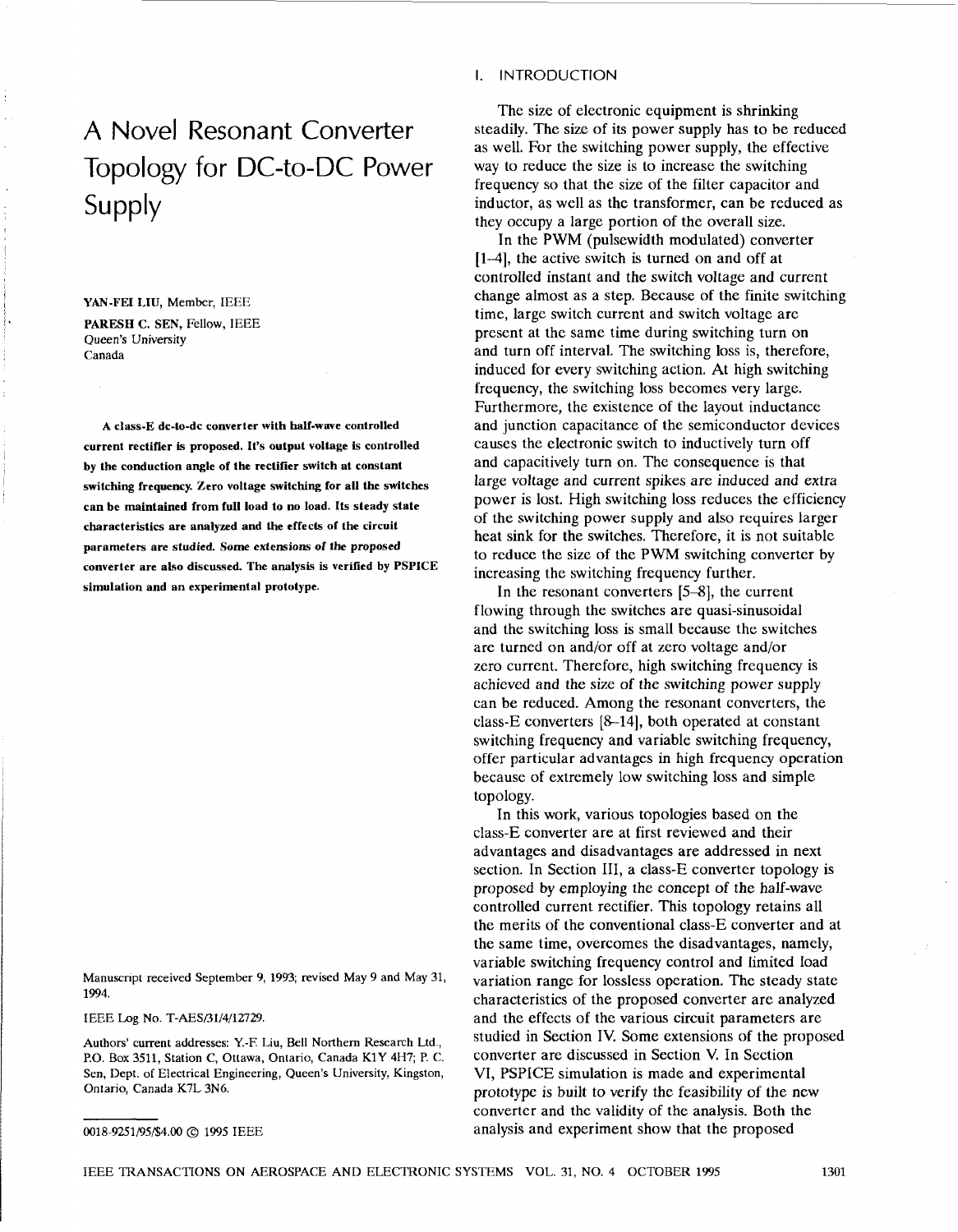# A Novel Resonant Converter Topology for DC-to-DC Power Supply

**YAN-FEI LIU**, Member, IEEE
**PARESH C. SEN**, Fellow, IEEE
Queen's University
Canada

**A class-E dc-to-dc converter with half-wave controlled current rectifier is proposed. It's output voltage is controlled by the conduction angle of the rectifier switch at constant switching frequency. Zero voltage switching for all the switches can be maintained from full load to no load. Its steady state characteristics are analyzed and the effects of the circuit parameters are studied. Some extensions of the proposed converter are also discussed. The analysis is verified by PSPICE simulation and an experimental prototype.**

Manuscript received September 9, 1993; revised May 9 and May 31, 1994.

IEEE Log No. T-AES/31/4/12729.

Authors' current addresses: Y.-F. Liu, Bell Northern Research Ltd., P.O. Box 3511, Station C, Ottawa, Ontario, Canada K1Y 4H7; P. C. Sen, Dept. of Electrical Engineering, Queen's University, Kingston, Ontario, Canada K7L 3N6.

0018-9251/95/$4.00 © 1995 IEEE

## I. INTRODUCTION

The size of electronic equipment is shrinking steadily. The size of its power supply has to be reduced as well. For the switching power supply, the effective way to reduce the size is to increase the switching frequency so that the size of the filter capacitor and inductor, as well as the transformer, can be reduced as they occupy a large portion of the overall size.

In the PWM (pulsewidth modulated) converter [1–4], the active switch is turned on and off at controlled instant and the switch voltage and current change almost as a step. Because of the finite switching time, large switch current and switch voltage are present at the same time during switching turn on and turn off interval. The switching loss is, therefore, induced for every switching action. At high switching frequency, the switching loss becomes very large. Furthermore, the existence of the layout inductance and junction capacitance of the semiconductor devices causes the electronic switch to inductively turn off and capacitively turn on. The consequence is that large voltage and current spikes are induced and extra power is lost. High switching loss reduces the efficiency of the switching power supply and also requires larger heat sink for the switches. Therefore, it is not suitable to reduce the size of the PWM switching converter by increasing the switching frequency further.

In the resonant converters [5–8], the current flowing through the switches are quasi-sinusoidal and the switching loss is small because the switches are turned on and/or off at zero voltage and/or zero current. Therefore, high switching frequency is achieved and the size of the switching power supply can be reduced. Among the resonant converters, the class-E converters [8–14], both operated at constant switching frequency and variable switching frequency, offer particular advantages in high frequency operation because of extremely low switching loss and simple topology.

In this work, various topologies based on the class-E converter are at first reviewed and their advantages and disadvantages are addressed in next section. In Section III, a class-E converter topology is proposed by employing the concept of the half-wave controlled current rectifier. This topology retains all the merits of the conventional class-E convertor and at the same time, overcomes the disadvantages, namely, variable switching frequency control and limited load variation range for lossless operation. The steady state characteristics of the proposed converter are analyzed and the effects of the various circuit parameters are studied in Section IV. Some extensions of the proposed converter are discussed in Section V. In Section VI, PSPICE simulation is made and experimental prototype is built to verify the feasibility of the new converter and the validity of the analysis. Both the analysis and experiment show that the proposed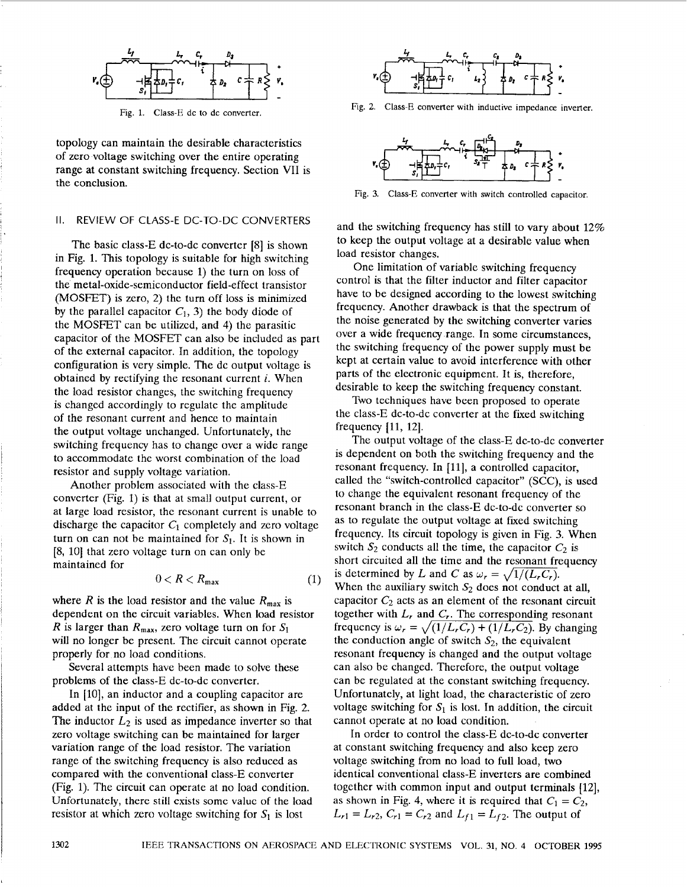Fig. 1. Class-E dc to dc converter.

Fig. 2. Class-E converter with inductive impedance inverter.

Fig. 3. Class-E converter with switch controlled capacitor.

topology can maintain the desirable characteristics of zero voltage switching over the entire operating range at constant switching frequency. Section VII is the conclusion.

## II. REVIEW OF CLASS-E DC-TO-DC CONVERTERS

The basic class-E dc-to-dc converter [8] is shown in Fig. 1. This topology is suitable for high switching frequency operation because 1) the turn on loss of the metal-oxide-semiconductor field-effect transistor (MOSFET) is zero, 2) the turn off loss is minimized by the parallel capacitor $C_1$, 3) the body diode of the MOSFET can be utilized, and 4) the parasitic capacitor of the MOSFET can also be included as part of the external capacitor. In addition, the topology configuration is very simple. The dc output voltage is obtained by rectifying the resonant current $i$. When the load resistor changes, the switching frequency is changed accordingly to regulate the amplitude of the resonant current and hence to maintain the output voltage unchanged. Unfortunately, the switching frequency has to change over a wide range to accommodate the worst combination of the load resistor and supply voltage variation.

Another problem associated with the class-E converter (Fig. 1) is that at small output current, or at large load resistor, the resonant current is unable to discharge the capacitor $C_1$ completely and zero voltage turn on can not be maintained for $S_1$. It is shown in [8, 10] that zero voltage turn on can only be maintained for

$$0 < R < R_{\max} \tag{1}$$

where $R$ is the load resistor and the value $R_{\max}$ is dependent on the circuit variables. When load resistor $R$ is larger than $R_{\max}$, zero voltage turn on for $S_1$ will no longer be present. The circuit cannot operate properly for no load conditions.

Several attempts have been made to solve these problems of the class-E dc-to-dc converter.

In [10], an inductor and a coupling capacitor are added at the input of the rectifier, as shown in Fig. 2. The inductor $L_2$ is used as impedance inverter so that zero voltage switching can be maintained for larger variation range of the load resistor. The variation range of the switching frequency is also reduced as compared with the conventional class-E converter (Fig. 1). The circuit can operate at no load condition. Unfortunately, there still exists some value of the load resistor at which zero voltage switching for $S_1$ is lost and the switching frequency has still to vary about 12% to keep the output voltage at a desirable value when load resistor changes.

One limitation of variable switching frequency control is that the filter inductor and filter capacitor have to be designed according to the lowest switching frequency. Another drawback is that the spectrum of the noise generated by the switching converter varies over a wide frequency range. In some circumstances, the switching frequency of the power supply must be kept at certain value to avoid interference with other parts of the electronic equipment. It is, therefore, desirable to keep the switching frequency constant.

Two techniques have been proposed to operate the class-E dc-to-dc converter at the fixed switching frequency [11, 12].

The output voltage of the class-E dc-to-dc converter is dependent on both the switching frequency and the resonant frequency. In [11], a controlled capacitor, called the "switch-controlled capacitor" (SCC), is used to change the equivalent resonant frequency of the resonant branch in the class-E dc-to-dc converter so as to regulate the output voltage at fixed switching frequency. Its circuit topology is given in Fig. 3. When switch $S_2$ conducts all the time, the capacitor $C_2$ is short circuited all the time and the resonant frequency is determined by $L$ and $C$ as $\omega_r = \sqrt{1/(L_r C_r)}$. When the auxiliary switch $S_2$ does not conduct at all, capacitor $C_2$ acts as an element of the resonant circuit together with $L_r$ and $C_r$. The corresponding resonant frequency is $\omega_r = \sqrt{(1/L_r C_r) + (1/L_r C_2)}$. By changing the conduction angle of switch $S_2$, the equivalent resonant frequency is changed and the output voltage can also be changed. Therefore, the output voltage can be regulated at the constant switching frequency. Unfortunately, at light load, the characteristic of zero voltage switching for $S_1$ is lost. In addition, the circuit cannot operate at no load condition.

In order to control the class-E dc-to-dc converter at constant switching frequency and also keep zero voltage switching from no load to full load, two identical conventional class-E inverters are combined together with common input and output terminals [12], as shown in Fig. 4, where it is required that $C_1 = C_2$, $L_{r1} = L_{r2}$, $C_{r1} = C_{r2}$ and $L_{f1} = L_{f2}$. The output of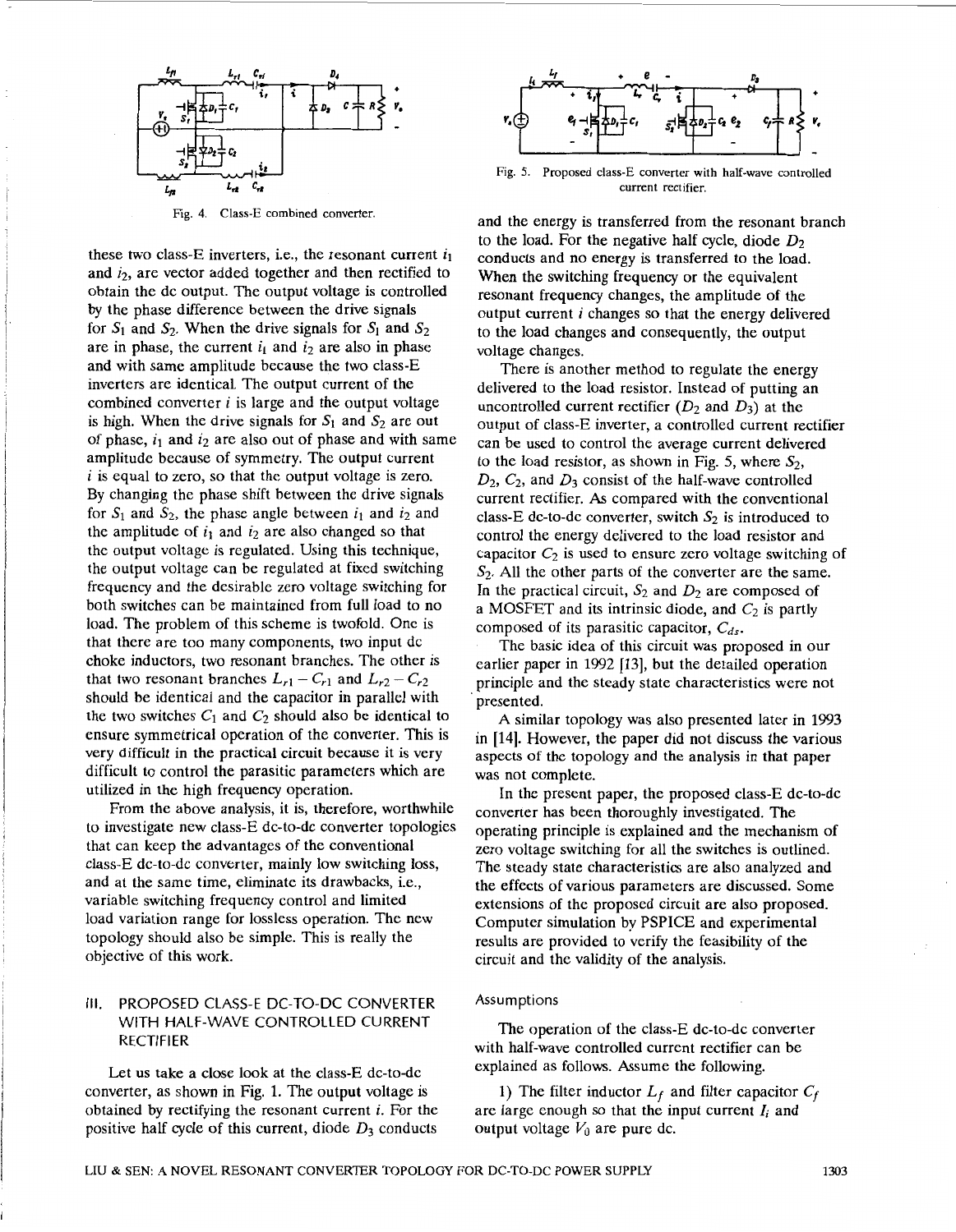Fig. 4. Class-E combined converter.

these two class-E inverters, i.e., the resonant current $i_1$ and $i_2$, are vector added together and then rectified to obtain the dc output. The output voltage is controlled by the phase difference between the drive signals for $S_1$ and $S_2$. When the drive signals for $S_1$ and $S_2$ are in phase, the current $i_1$ and $i_2$ are also in phase and with same amplitude because the two class-E inverters are identical. The output current of the combined converter $i$ is large and the output voltage is high. When the drive signals for $S_1$ and $S_2$ are out of phase, $i_1$ and $i_2$ are also out of phase and with same amplitude because of symmetry. The output current $i$ is equal to zero, so that the output voltage is zero. By changing the phase shift between the drive signals for $S_1$ and $S_2$, the phase angle between $i_1$ and $i_2$ and the amplitude of $i_1$ and $i_2$ are also changed so that the output voltage is regulated. Using this technique, the output voltage can be regulated at fixed switching frequency and the desirable zero voltage switching for both switches can be maintained from full load to no load. The problem of this scheme is twofold. One is that there are too many components, two input dc choke inductors, two resonant branches. The other is that two resonant branches $L_{r1} - C_{r1}$ and $L_{r2} - C_{r2}$ should be identical and the capacitor in parallel with the two switches $C_1$ and $C_2$ should also be identical to ensure symmetrical operation of the converter. This is very difficult in the practical circuit because it is very difficult to control the parasitic parameters which are utilized in the high frequency operation.

From the above analysis, it is, therefore, worthwhile to investigate new class-E dc-to-dc converter topologies that can keep the advantages of the conventional class-E dc-to-dc converter, mainly low switching loss, and at the same time, eliminate its drawbacks, i.e., variable switching frequency control and limited load variation range for lossless operation. The new topology should also be simple. This is really the objective of this work.

## III. PROPOSED CLASS-E DC-TO-DC CONVERTER WITH HALF-WAVE CONTROLLED CURRENT RECTIFIER

Let us take a close look at the class-E dc-to-dc converter, as shown in Fig. 1. The output voltage is obtained by rectifying the resonant current $i$. For the positive half cycle of this current, diode $D_3$ conducts and the energy is transferred from the resonant branch to the load. For the negative half cycle, diode $D_2$ conducts and no energy is transferred to the load. When the switching frequency or the equivalent resonant frequency changes, the amplitude of the output current $i$ changes so that the energy delivered to the load changes and consequently, the output voltage changes.

Fig. 5. Proposed class-E converter with half-wave controlled current rectifier.

There is another method to regulate the energy delivered to the load resistor. Instead of putting an uncontrolled current rectifier ($D_2$ and $D_3$) at the output of class-E inverter, a controlled current rectifier can be used to control the average current delivered to the load resistor, as shown in Fig. 5, where $S_2$, $D_2$, $C_2$, and $D_3$ consist of the half-wave controlled current rectifier. As compared with the conventional class-E dc-to-dc converter, switch $S_2$ is introduced to control the energy delivered to the load resistor and capacitor $C_2$ is used to ensure zero voltage switching of $S_2$. All the other parts of the converter are the same. In the practical circuit, $S_2$ and $D_2$ are composed of a MOSFET and its intrinsic diode, and $C_2$ is partly composed of its parasitic capacitor, $C_{ds}$.

The basic idea of this circuit was proposed in our earlier paper in 1992 [13], but the detailed operation principle and the steady state characteristics were not presented.

A similar topology was also presented later in 1993 in [14]. However, the paper did not discuss the various aspects of the topology and the analysis in that paper was not complete.

In the present paper, the proposed class-E dc-to-dc converter has been thoroughly investigated. The operating principle is explained and the mechanism of zero voltage switching for all the switches is outlined. The steady state characteristics are also analyzed and the effects of various parameters are discussed. Some extensions of the proposed circuit are also proposed. Computer simulation by PSPICE and experimental results are provided to verify the feasibility of the circuit and the validity of the analysis.

### Assumptions

The operation of the class-E dc-to-dc converter with half-wave controlled current rectifier can be explained as follows. Assume the following.

1) The filter inductor $L_f$ and filter capacitor $C_f$ are large enough so that the input current $I_i$ and output voltage $V_0$ are pure dc.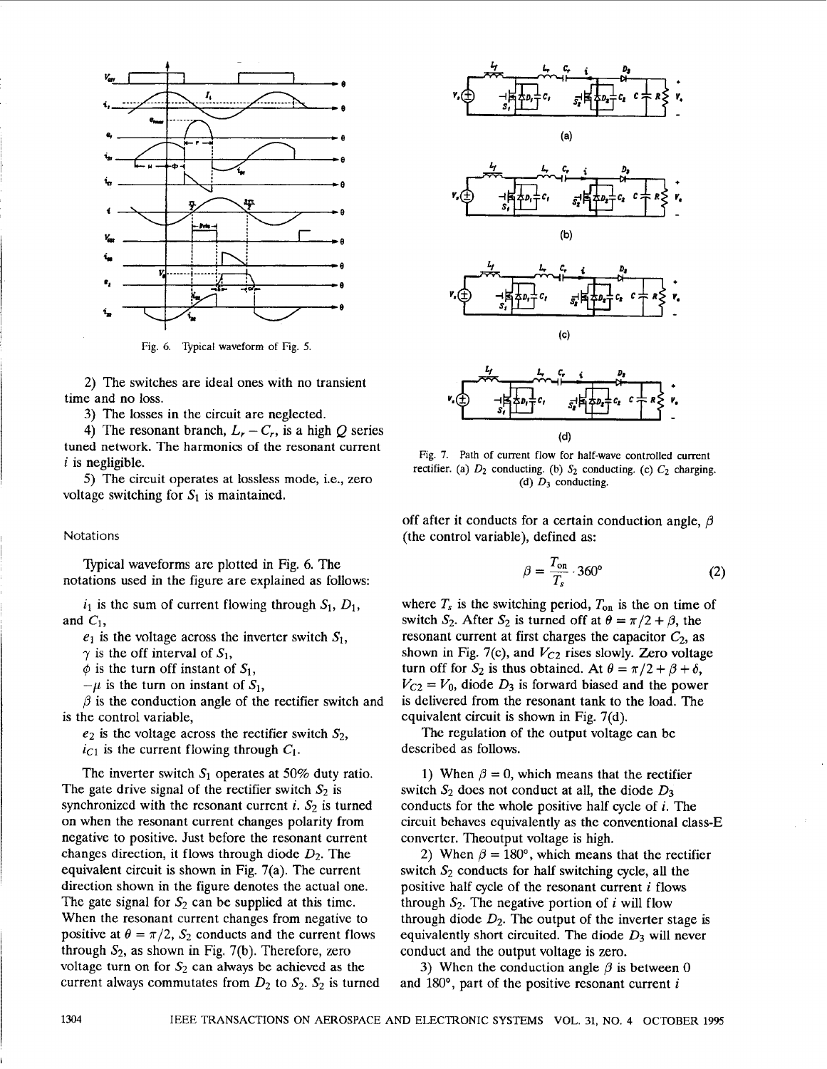Fig. 6. Typical waveform of Fig. 5.

2) The switches are ideal ones with no transient time and no loss.

3) The losses in the circuit are neglected.

4) The resonant branch, $L_r - C_r$, is a high $Q$ series tuned network. The harmonics of the resonant current $i$ is negligible.

5) The circuit operates at lossless mode, i.e., zero voltage switching for $S_1$ is maintained.

## Notations

Typical waveforms are plotted in Fig. 6. The notations used in the figure are explained as follows:

$i_1$ is the sum of current flowing through $S_1$, $D_1$, and $C_1$,

$e_1$ is the voltage across the inverter switch $S_1$,

$\gamma$ is the off interval of $S_1$,

$\phi$ is the turn off instant of $S_1$,

$-\mu$ is the turn on instant of $S_1$,

$\beta$ is the conduction angle of the rectifier switch and is the control variable,

$e_2$ is the voltage across the rectifier switch $S_2$,

$i_{C1}$ is the current flowing through $C_1$.

The inverter switch $S_1$ operates at 50% duty ratio. The gate drive signal of the rectifier switch $S_2$ is synchronized with the resonant current $i$. $S_2$ is turned on when the resonant current changes polarity from negative to positive. Just before the resonant current changes direction, it flows through diode $D_2$. The equivalent circuit is shown in Fig. 7(a). The current direction shown in the figure denotes the actual one. The gate signal for $S_2$ can be supplied at this time. When the resonant current changes from negative to positive at $\theta = \pi/2$, $S_2$ conducts and the current flows through $S_2$, as shown in Fig. 7(b). Therefore, zero voltage turn on for $S_2$ can always be achieved as the current always commutates from $D_2$ to $S_2$. $S_2$ is turned off after it conducts for a certain conduction angle, $\beta$ (the control variable), defined as:

$$\beta = \frac{T_{\text{on}}}{T_s} \cdot 360^\circ \tag{2}$$

where $T_s$ is the switching period, $T_{\text{on}}$ is the on time of switch $S_2$. After $S_2$ is turned off at $\theta = \pi/2 + \beta$, the resonant current at first charges the capacitor $C_2$, as shown in Fig. 7(c), and $V_{C2}$ rises slowly. Zero voltage turn off for $S_2$ is thus obtained. At $\theta = \pi/2 + \beta + \delta$, $V_{C2} = V_0$, diode $D_3$ is forward biased and the power is delivered from the resonant tank to the load. The equivalent circuit is shown in Fig. 7(d).

Fig. 7. Path of current flow for half-wave controlled current rectifier. (a) $D_2$ conducting. (b) $S_2$ conducting. (c) $C_2$ charging. (d) $D_3$ conducting.

The regulation of the output voltage can be described as follows.

1) When $\beta = 0$, which means that the rectifier switch $S_2$ does not conduct at all, the diode $D_3$ conducts for the whole positive half cycle of $i$. The circuit behaves equivalently as the conventional class-E converter. Theoutput voltage is high.

2) When $\beta = 180^\circ$, which means that the rectifier switch $S_2$ conducts for half switching cycle, all the positive half cycle of the resonant current $i$ flows through $S_2$. The negative portion of $i$ will flow through diode $D_2$. The output of the inverter stage is equivalently short circuited. The diode $D_3$ will never conduct and the output voltage is zero.

3) When the conduction angle $\beta$ is between 0 and 180°, part of the positive resonant current $i$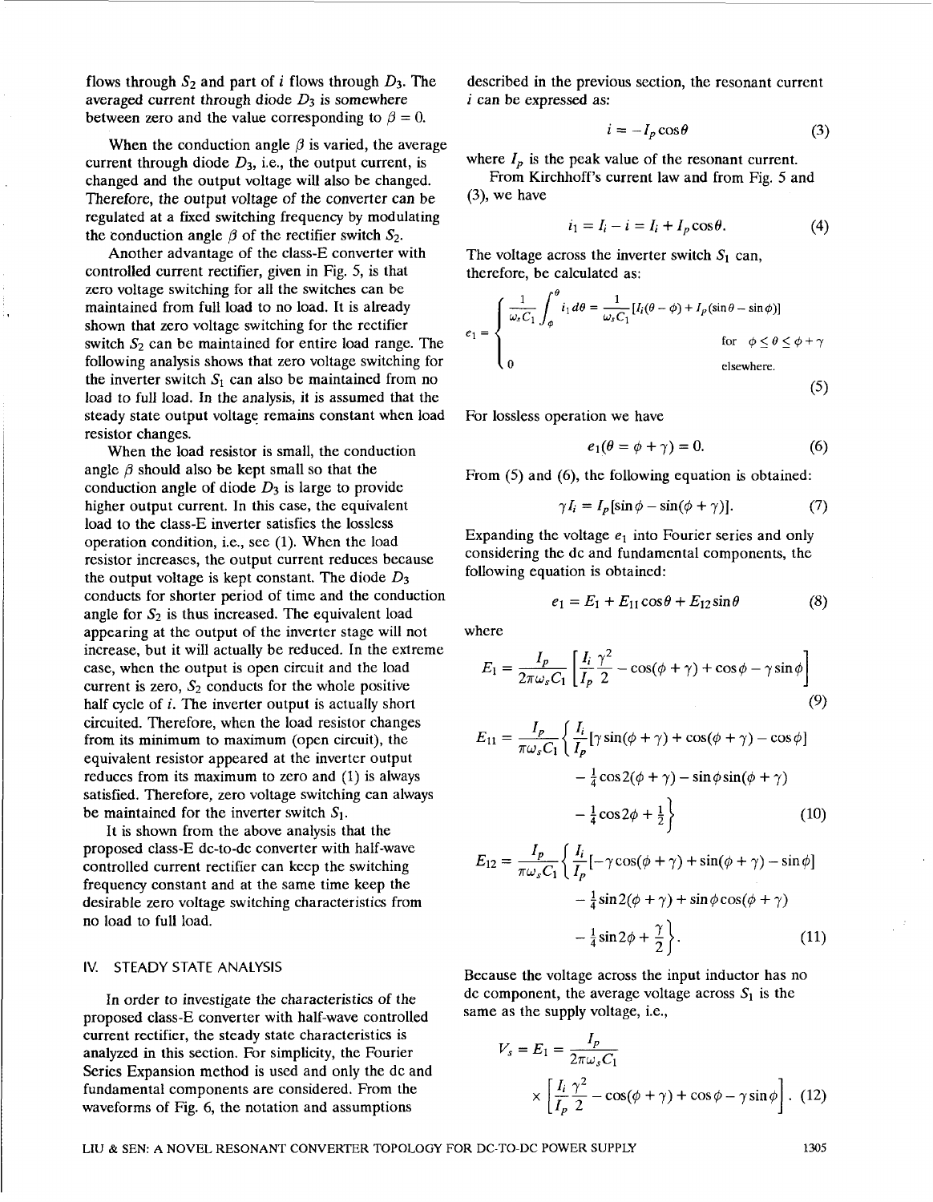flows through $S_2$ and part of $i$ flows through $D_3$. The averaged current through diode $D_3$ is somewhere between zero and the value corresponding to $\beta = 0$.

When the conduction angle $\beta$ is varied, the average current through diode $D_3$, i.e., the output current, is changed and the output voltage will also be changed. Therefore, the output voltage of the converter can be regulated at a fixed switching frequency by modulating the conduction angle $\beta$ of the rectifier switch $S_2$.

Another advantage of the class-E converter with controlled current rectifier, given in Fig. 5, is that zero voltage switching for all the switches can be maintained from full load to no load. It is already shown that zero voltage switching for the rectifier switch $S_2$ can be maintained for entire load range. The following analysis shows that zero voltage switching for the inverter switch $S_1$ can also be maintained from no load to full load. In the analysis, it is assumed that the steady state output voltage remains constant when load resistor changes.

When the load resistor is small, the conduction angle $\beta$ should also be kept small so that the conduction angle of diode $D_3$ is large to provide higher output current. In this case, the equivalent load to the class-E inverter satisfies the lossless operation condition, i.e., see (1). When the load resistor increases, the output current reduces because the output voltage is kept constant. The diode $D_3$ conducts for shorter period of time and the conduction angle for $S_2$ is thus increased. The equivalent load appearing at the output of the inverter stage will not increase, but it will actually be reduced. In the extreme case, when the output is open circuit and the load current is zero, $S_2$ conducts for the whole positive half cycle of $i$. The inverter output is actually short circuited. Therefore, when the load resistor changes from its minimum to maximum (open circuit), the equivalent resistor appeared at the inverter output reduces from its maximum to zero and (1) is always satisfied. Therefore, zero voltage switching can always be maintained for the inverter switch $S_1$.

It is shown from the above analysis that the proposed class-E dc-to-dc converter with half-wave controlled current rectifier can keep the switching frequency constant and at the same time keep the desirable zero voltage switching characteristics from no load to full load.

## IV. STEADY STATE ANALYSIS

In order to investigate the characteristics of the proposed class-E converter with half-wave controlled current rectifier, the steady state characteristics is analyzed in this section. For simplicity, the Fourier Series Expansion method is used and only the dc and fundamental components are considered. From the waveforms of Fig. 6, the notation and assumptions described in the previous section, the resonant current $i$ can be expressed as:

$$i = -I_p \cos\theta \tag{3}$$

where $I_p$ is the peak value of the resonant current.

From Kirchhoff's current law and from Fig. 5 and (3), we have

$$i_1 = I_i - i = I_i + I_p \cos\theta. \tag{4}$$

The voltage across the inverter switch $S_1$ can, therefore, be calculated as:

$$e_1 = \begin{cases} \dfrac{1}{\omega_s C_1}\displaystyle\int_\phi^\theta i_1 \, d\theta = \dfrac{1}{\omega_s C_1}[I_i(\theta - \phi) + I_p(\sin\theta - \sin\phi)] & \text{for } \phi \le \theta \le \phi + \gamma \\ 0 & \text{elsewhere.} \end{cases} \tag{5}$$

For lossless operation we have

$$e_1(\theta = \phi + \gamma) = 0. \tag{6}$$

From (5) and (6), the following equation is obtained:

$$\gamma I_i = I_p[\sin\phi - \sin(\phi + \gamma)]. \tag{7}$$

Expanding the voltage $e_1$ into Fourier series and only considering the dc and fundamental components, the following equation is obtained:

$$e_1 = E_1 + E_{11}\cos\theta + E_{12}\sin\theta \tag{8}$$

where

$$E_1 = \frac{I_p}{2\pi\omega_s C_1}\left[\frac{I_i}{I_p}\frac{\gamma^2}{2} - \cos(\phi + \gamma) + \cos\phi - \gamma\sin\phi\right] \tag{9}$$

$$E_{11} = \frac{I_p}{\pi\omega_s C_1}\left\{\frac{I_i}{I_p}[\gamma\sin(\phi + \gamma) + \cos(\phi + \gamma) - \cos\phi] - \tfrac{1}{4}\cos 2(\phi + \gamma) - \sin\phi\sin(\phi + \gamma) - \tfrac{1}{4}\cos 2\phi + \tfrac{1}{2}\right\} \tag{10}$$

$$E_{12} = \frac{I_p}{\pi\omega_s C_1}\left\{\frac{I_i}{I_p}[-\gamma\cos(\phi + \gamma) + \sin(\phi + \gamma) - \sin\phi] - \tfrac{1}{4}\sin 2(\phi + \gamma) + \sin\phi\cos(\phi + \gamma) - \tfrac{1}{4}\sin 2\phi + \frac{\gamma}{2}\right\}. \tag{11}$$

Because the voltage across the input inductor has no dc component, the average voltage across $S_1$ is the same as the supply voltage, i.e.,

$$V_s = E_1 = \frac{I_p}{2\pi\omega_s C_1} \times \left[\frac{I_i}{I_p}\frac{\gamma^2}{2} - \cos(\phi + \gamma) + \cos\phi - \gamma\sin\phi\right]. \tag{12}$$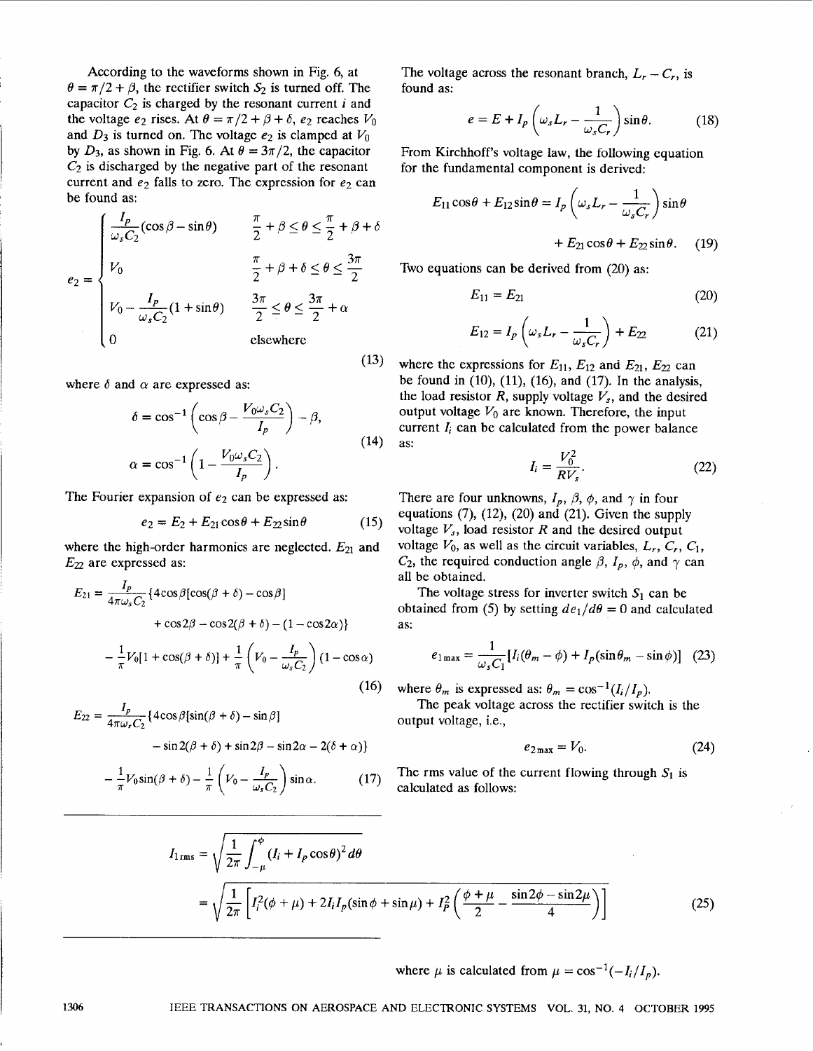According to the waveforms shown in Fig. 6, at $\theta = \pi/2 + \beta$, the rectifier switch $S_2$ is turned off. The capacitor $C_2$ is charged by the resonant current $i$ and the voltage $e_2$ rises. At $\theta = \pi/2 + \beta + \delta$, $e_2$ reaches $V_0$ and $D_3$ is turned on. The voltage $e_2$ is clamped at $V_0$ by $D_3$, as shown in Fig. 6. At $\theta = 3\pi/2$, the capacitor $C_2$ is discharged by the negative part of the resonant current and $e_2$ falls to zero. The expression for $e_2$ can be found as:

$$e_2 = \begin{cases} \dfrac{I_p}{\omega_s C_2}(\cos\beta - \sin\theta) & \dfrac{\pi}{2} + \beta \leq \theta \leq \dfrac{\pi}{2} + \beta + \delta \\ V_0 & \dfrac{\pi}{2} + \beta + \delta \leq \theta \leq \dfrac{3\pi}{2} \\ V_0 - \dfrac{I_p}{\omega_s C_2}(1 + \sin\theta) & \dfrac{3\pi}{2} \leq \theta \leq \dfrac{3\pi}{2} + \alpha \\ 0 & \text{elsewhere} \end{cases} \tag{13}$$

where $\delta$ and $\alpha$ are expressed as:

$$\delta = \cos^{-1}\left(\cos\beta - \frac{V_0 \omega_s C_2}{I_p}\right) - \beta,$$
$$\alpha = \cos^{-1}\left(1 - \frac{V_0 \omega_s C_2}{I_p}\right). \tag{14}$$

The Fourier expansion of $e_2$ can be expressed as:

$$e_2 = E_2 + E_{21}\cos\theta + E_{22}\sin\theta \tag{15}$$

where the high-order harmonics are neglected. $E_{21}$ and $E_{22}$ are expressed as:

$$E_{21} = \frac{I_p}{4\pi\omega_s C_2}\{4\cos\beta[\cos(\beta+\delta) - \cos\beta] + \cos 2\beta - \cos 2(\beta+\delta) - (1 - \cos 2\alpha)\}$$
$$- \frac{1}{\pi}V_0[1 + \cos(\beta+\delta)] + \frac{1}{\pi}\left(V_0 - \frac{I_p}{\omega_s C_2}\right)(1 - \cos\alpha) \tag{16}$$

$$E_{22} = \frac{I_p}{4\pi\omega_s C_2}\{4\cos\beta[\sin(\beta+\delta) - \sin\beta] - \sin 2(\beta+\delta) + \sin 2\beta - \sin 2\alpha - 2(\delta+\alpha)\}$$
$$- \frac{1}{\pi}V_0 \sin(\beta+\delta) - \frac{1}{\pi}\left(V_0 - \frac{I_p}{\omega_s C_2}\right)\sin\alpha. \tag{17}$$

The voltage across the resonant branch, $L_r - C_r$, is found as:

$$e = E + I_p\left(\omega_s L_r - \frac{1}{\omega_s C_r}\right)\sin\theta. \tag{18}$$

From Kirchhoff's voltage law, the following equation for the fundamental component is derived:

$$E_{11}\cos\theta + E_{12}\sin\theta = I_p\left(\omega_s L_r - \frac{1}{\omega_s C_r}\right)\sin\theta + E_{21}\cos\theta + E_{22}\sin\theta. \tag{19}$$

Two equations can be derived from (20) as:

$$E_{11} = E_{21} \tag{20}$$

$$E_{12} = I_p\left(\omega_s L_r - \frac{1}{\omega_s C_r}\right) + E_{22} \tag{21}$$

where the expressions for $E_{11}$, $E_{12}$ and $E_{21}$, $E_{22}$ can be found in (10), (11), (16), and (17). In the analysis, the load resistor $R$, supply voltage $V_s$, and the desired output voltage $V_0$ are known. Therefore, the input current $I_i$ can be calculated from the power balance as:

$$I_i = \frac{V_0^2}{R V_s}. \tag{22}$$

There are four unknowns, $I_p$, $\beta$, $\phi$, and $\gamma$ in four equations (7), (12), (20) and (21). Given the supply voltage $V_s$, load resistor $R$ and the desired output voltage $V_0$, as well as the circuit variables, $L_r$, $C_r$, $C_1$, $C_2$, the required conduction angle $\beta$, $I_p$, $\phi$, and $\gamma$ can all be obtained.

The voltage stress for inverter switch $S_1$ can be obtained from (5) by setting $de_1/d\theta = 0$ and calculated as:

$$e_{1\max} = \frac{1}{\omega_s C_1}[I_i(\theta_m - \phi) + I_p(\sin\theta_m - \sin\phi)] \tag{23}$$

where $\theta_m$ is expressed as: $\theta_m = \cos^{-1}(I_i/I_p)$.

The peak voltage across the rectifier switch is the output voltage, i.e.,

$$e_{2\max} = V_0. \tag{24}$$

The rms value of the current flowing through $S_1$ is calculated as follows:

$$I_{1\text{rms}} = \sqrt{\frac{1}{2\pi}\int_{-\mu}^{\phi}(I_i + I_p\cos\theta)^2 d\theta}$$
$$= \sqrt{\frac{1}{2\pi}\left[I_i^2(\phi+\mu) + 2I_i I_p(\sin\phi + \sin\mu) + I_p^2\left(\frac{\phi+\mu}{2} - \frac{\sin 2\phi - \sin 2\mu}{4}\right)\right]} \tag{25}$$

where $\mu$ is calculated from $\mu = \cos^{-1}(-I_i/I_p)$.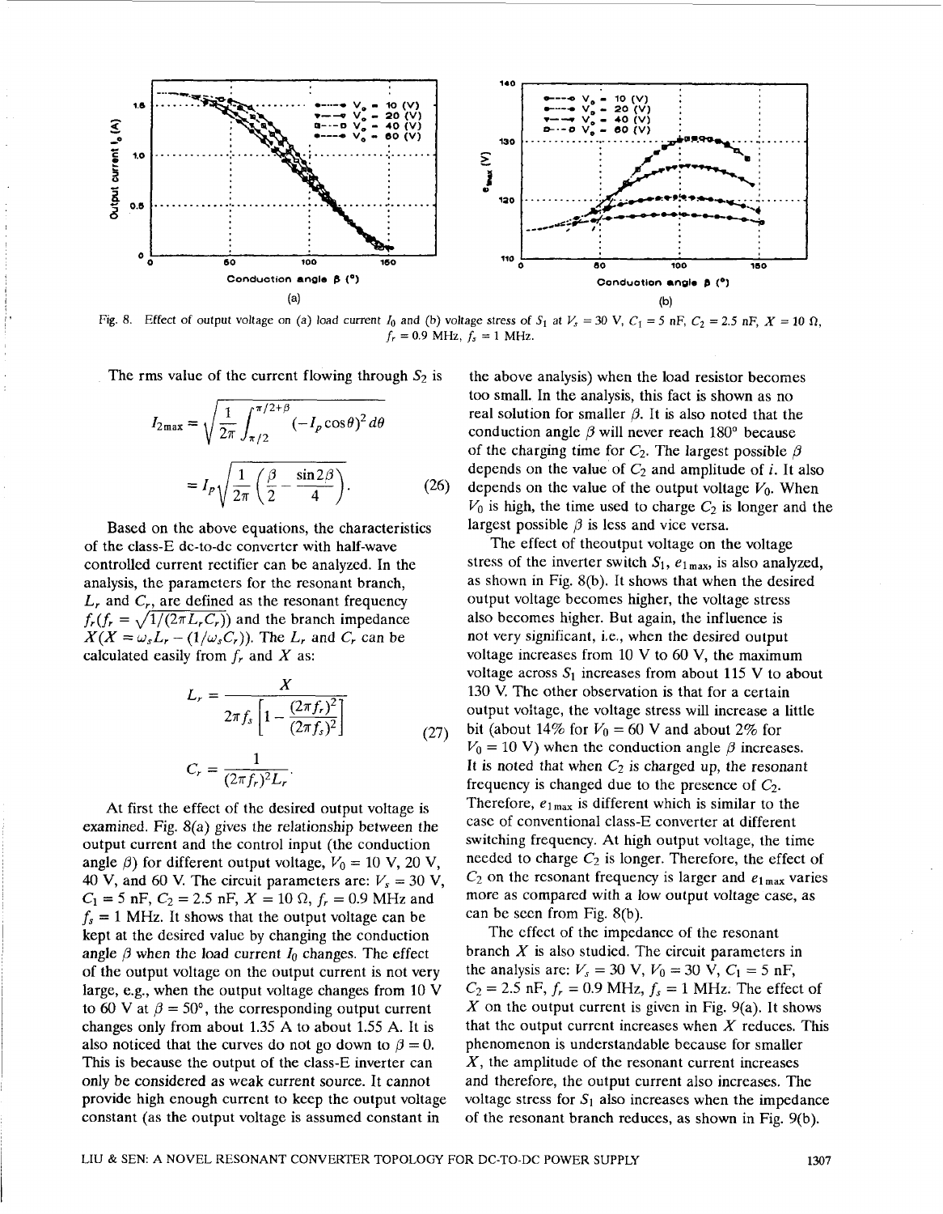1.5

1.0

0.5

0

0 50 100 150

Output current $I_o$ (A)

Conduction angle β (°)

(a)

$V_o$ = 10 (V)
$V_o$ = 20 (V)
$V_o$ = 40 (V)
$V_o$ = 60 (V)

140

130

120

110

0 50 100 150

$e_{max}$ (V)

Conduction angle β (°)

(b)

$V_o$ = 10 (V)
$V_o$ = 20 (V)
$V_o$ = 40 (V)
$V_o$ = 60 (V)

Fig. 8. Effect of output voltage on (a) load current $I_0$ and (b) voltage stress of $S_1$ at $V_s = 30$ V, $C_1 = 5$ nF, $C_2 = 2.5$ nF, $X = 10\ \Omega$, $f_r = 0.9$ MHz, $f_s = 1$ MHz.

The rms value of the current flowing through $S_2$ is

$$I_{2\max} = \sqrt{\frac{1}{2\pi}\int_{\pi/2}^{\pi/2+\beta}(-I_p\cos\theta)^2\,d\theta}$$

$$= I_p\sqrt{\frac{1}{2\pi}\left(\frac{\beta}{2}-\frac{\sin 2\beta}{4}\right)}. \qquad (26)$$

Based on the above equations, the characteristics of the class-E dc-to-dc converter with half-wave controlled current rectifier can be analyzed. In the analysis, the parameters for the resonant branch, $L_r$ and $C_r$, are defined as the resonant frequency $f_r (f_r = \sqrt{1/(2\pi L_r C_r)})$ and the branch impedance $X (X = \omega_s L_r - (1/\omega_s C_r))$. The $L_r$ and $C_r$ can be calculated easily from $f_r$ and $X$ as:

$$L_r = \frac{X}{2\pi f_s\left[1-\frac{(2\pi f_r)^2}{(2\pi f_s)^2}\right]}$$

$$C_r = \frac{1}{(2\pi f_r)^2 L_r}. \qquad (27)$$

At first the effect of the desired output voltage is examined. Fig. 8(a) gives the relationship between the output current and the control input (the conduction angle $\beta$) for different output voltage, $V_0 = 10$ V, 20 V, 40 V, and 60 V. The circuit parameters are: $V_s = 30$ V, $C_1 = 5$ nF, $C_2 = 2.5$ nF, $X = 10\ \Omega$, $f_r = 0.9$ MHz and $f_s = 1$ MHz. It shows that the output voltage can be kept at the desired value by changing the conduction angle $\beta$ when the load current $I_0$ changes. The effect of the output voltage on the output current is not very large, e.g., when the output voltage changes from 10 V to 60 V at $\beta = 50°$, the corresponding output current changes only from about 1.35 A to about 1.55 A. It is also noticed that the curves do not go down to $\beta = 0$. This is because the output of the class-E inverter can only be considered as weak current source. It cannot provide high enough current to keep the output voltage constant (as the output voltage is assumed constant in the above analysis) when the load resistor becomes too small. In the analysis, this fact is shown as no real solution for smaller $\beta$. It is also noted that the conduction angle $\beta$ will never reach 180° because of the charging time for $C_2$. The largest possible $\beta$ depends on the value of $C_2$ and amplitude of $i$. It also depends on the value of the output voltage $V_0$. When $V_0$ is high, the time used to charge $C_2$ is longer and the largest possible $\beta$ is less and vice versa.

The effect of theoutput voltage on the voltage stress of the inverter switch $S_1$, $e_{1\max}$, is also analyzed, as shown in Fig. 8(b). It shows that when the desired output voltage becomes higher, the voltage stress also becomes higher. But again, the influence is not very significant, i.e., when the desired output voltage increases from 10 V to 60 V, the maximum voltage across $S_1$ increases from about 115 V to about 130 V. The other observation is that for a certain output voltage, the voltage stress will increase a little bit (about 14% for $V_0 = 60$ V and about 2% for $V_0 = 10$ V) when the conduction angle $\beta$ increases. It is noted that when $C_2$ is charged up, the resonant frequency is changed due to the presence of $C_2$. Therefore, $e_{1\max}$ is different which is similar to the case of conventional class-E converter at different switching frequency. At high output voltage, the time needed to charge $C_2$ is longer. Therefore, the effect of $C_2$ on the resonant frequency is larger and $e_{1\max}$ varies more as compared with a low output voltage case, as can be seen from Fig. 8(b).

The effect of the impedance of the resonant branch $X$ is also studied. The circuit parameters in the analysis are: $V_s = 30$ V, $V_0 = 30$ V, $C_1 = 5$ nF, $C_2 = 2.5$ nF, $f_r = 0.9$ MHz, $f_s = 1$ MHz. The effect of $X$ on the output current is given in Fig. 9(a). It shows that the output current increases when $X$ reduces. This phenomenon is understandable because for smaller $X$, the amplitude of the resonant current increases and therefore, the output current also increases. The voltage stress for $S_1$ also increases when the impedance of the resonant branch reduces, as shown in Fig. 9(b).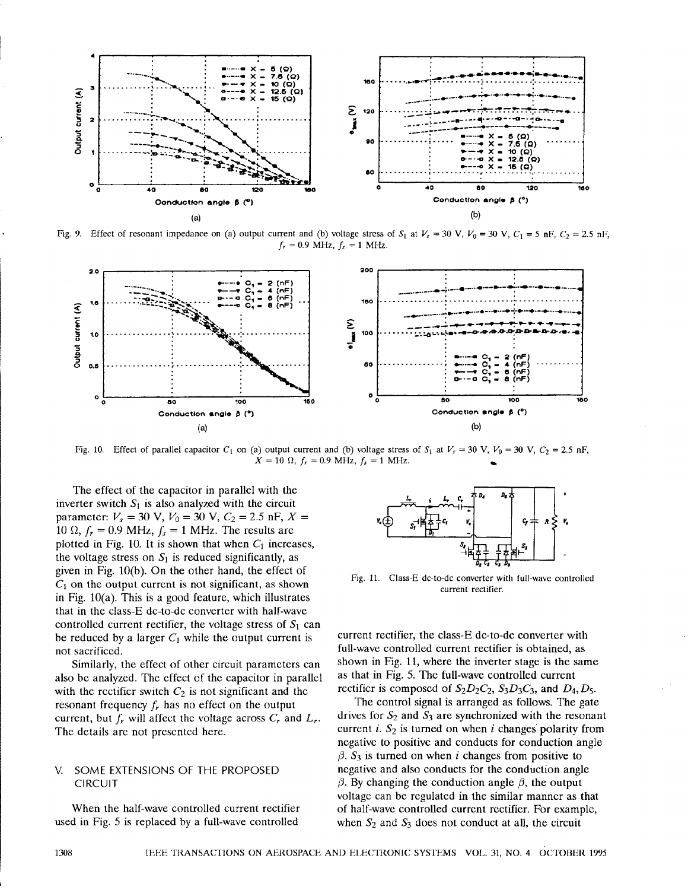Output current (A)

Conduction angle β (°)

(a)

X = 5 (Ω)
X = 7.5 (Ω)
X = 10 (Ω)
X = 12.5 (Ω)
X = 15 (Ω)

$e_{max}$ (V)

Conduction angle β (°)

(b)

Fig. 9. Effect of resonant impedance on (a) output current and (b) voltage stress of $S_1$ at $V_s = 30$ V, $V_0 = 30$ V, $C_1 = 5$ nF, $C_2 = 2.5$ nF, $f_r = 0.9$ MHz, $f_s = 1$ MHz.

Output current (A)

Conduction angle β (°)

(a)

$C_1$ = 2 (nF)
$C_1$ = 4 (nF)
$C_1$ = 6 (nF)
$C_1$ = 8 (nF)

$e_{max}$ (V)

Conduction angle β (°)

(b)

Fig. 10. Effect of parallel capacitor $C_1$ on (a) output current and (b) voltage stress of $S_1$ at $V_s = 30$ V, $V_0 = 30$ V, $C_2 = 2.5$ nF, $X = 10$ Ω, $f_r = 0.9$ MHz, $f_s = 1$ MHz.

The effect of the capacitor in parallel with the inverter switch $S_1$ is also analyzed with the circuit parameter: $V_s = 30$ V, $V_0 = 30$ V, $C_2 = 2.5$ nF, $X = 10$ Ω, $f_r = 0.9$ MHz, $f_s = 1$ MHz. The results are plotted in Fig. 10. It is shown that when $C_1$ increases, the voltage stress on $S_1$ is reduced significantly, as given in Fig. 10(b). On the other hand, the effect of $C_1$ on the output current is not significant, as shown in Fig. 10(a). This is a good feature, which illustrates that in the class-E dc-to-dc converter with half-wave controlled current rectifier, the voltage stress of $S_1$ can be reduced by a larger $C_1$ while the output current is not sacrificed.

Similarly, the effect of other circuit parameters can also be analyzed. The effect of the capacitor in parallel with the rectifier switch $C_2$ is not significant and the resonant frequency $f_r$ has no effect on the output current, but $f_r$ will affect the voltage across $C_r$ and $L_r$. The details are not presented here.

## V. SOME EXTENSIONS OF THE PROPOSED CIRCUIT

When the half-wave controlled current rectifier used in Fig. 5 is replaced by a full-wave controlled current rectifier, the class-E dc-to-dc converter with full-wave controlled current rectifier is obtained, as shown in Fig. 11, where the inverter stage is the same as that in Fig. 5. The full-wave controlled current rectifier is composed of $S_2D_2C_2$, $S_3D_3C_3$, and $D_4, D_5$.

Fig. 11. Class-E dc-to-dc converter with full-wave controlled current rectifier.

The control signal is arranged as follows. The gate drives for $S_2$ and $S_3$ are synchronized with the resonant current $i$. $S_2$ is turned on when $i$ changes polarity from negative to positive and conducts for conduction angle $\beta$. $S_3$ is turned on when $i$ changes from positive to negative and also conducts for the conduction angle $\beta$. By changing the conduction angle $\beta$, the output voltage can be regulated in the similar manner as that of half-wave controlled current rectifier. For example, when $S_2$ and $S_3$ does not conduct at all, the circuit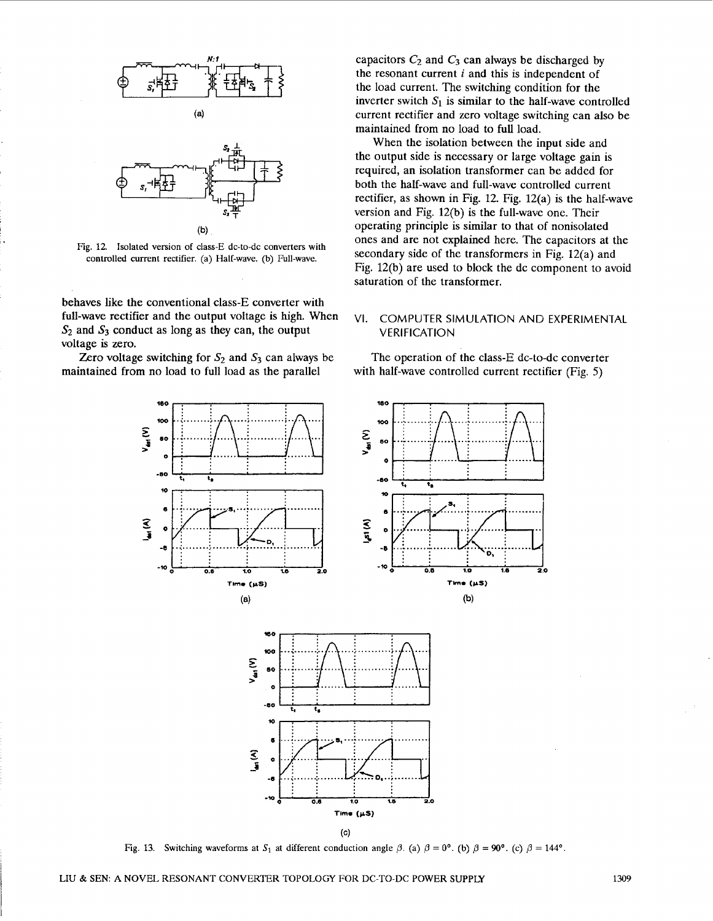(a)

(b)

Fig. 12. Isolated version of class-E dc-to-dc converters with controlled current rectifier. (a) Half-wave. (b) Full-wave.

behaves like the conventional class-E converter with full-wave rectifier and the output voltage is high. When $S_2$ and $S_3$ conduct as long as they can, the output voltage is zero.

Zero voltage switching for $S_2$ and $S_3$ can always be maintained from no load to full load as the parallel capacitors $C_2$ and $C_3$ can always be discharged by the resonant current $i$ and this is independent of the load current. The switching condition for the inverter switch $S_1$ is similar to the half-wave controlled current rectifier and zero voltage switching can also be maintained from no load to full load.

When the isolation between the input side and the output side is necessary or large voltage gain is required, an isolation transformer can be added for both the half-wave and full-wave controlled current rectifier, as shown in Fig. 12. Fig. 12(a) is the half-wave version and Fig. 12(b) is the full-wave one. Their operating principle is similar to that of nonisolated ones and are not explained here. The capacitors at the secondary side of the transformers in Fig. 12(a) and Fig. 12(b) are used to block the dc component to avoid saturation of the transformer.

## VI. COMPUTER SIMULATION AND EXPERIMENTAL VERIFICATION

The operation of the class-E dc-to-dc converter with half-wave controlled current rectifier (Fig. 5)

(a)

(b)

(c)

Fig. 13. Switching waveforms at $S_1$ at different conduction angle $\beta$. (a) $\beta = 0°$. (b) $\beta = 90°$. (c) $\beta = 144°$.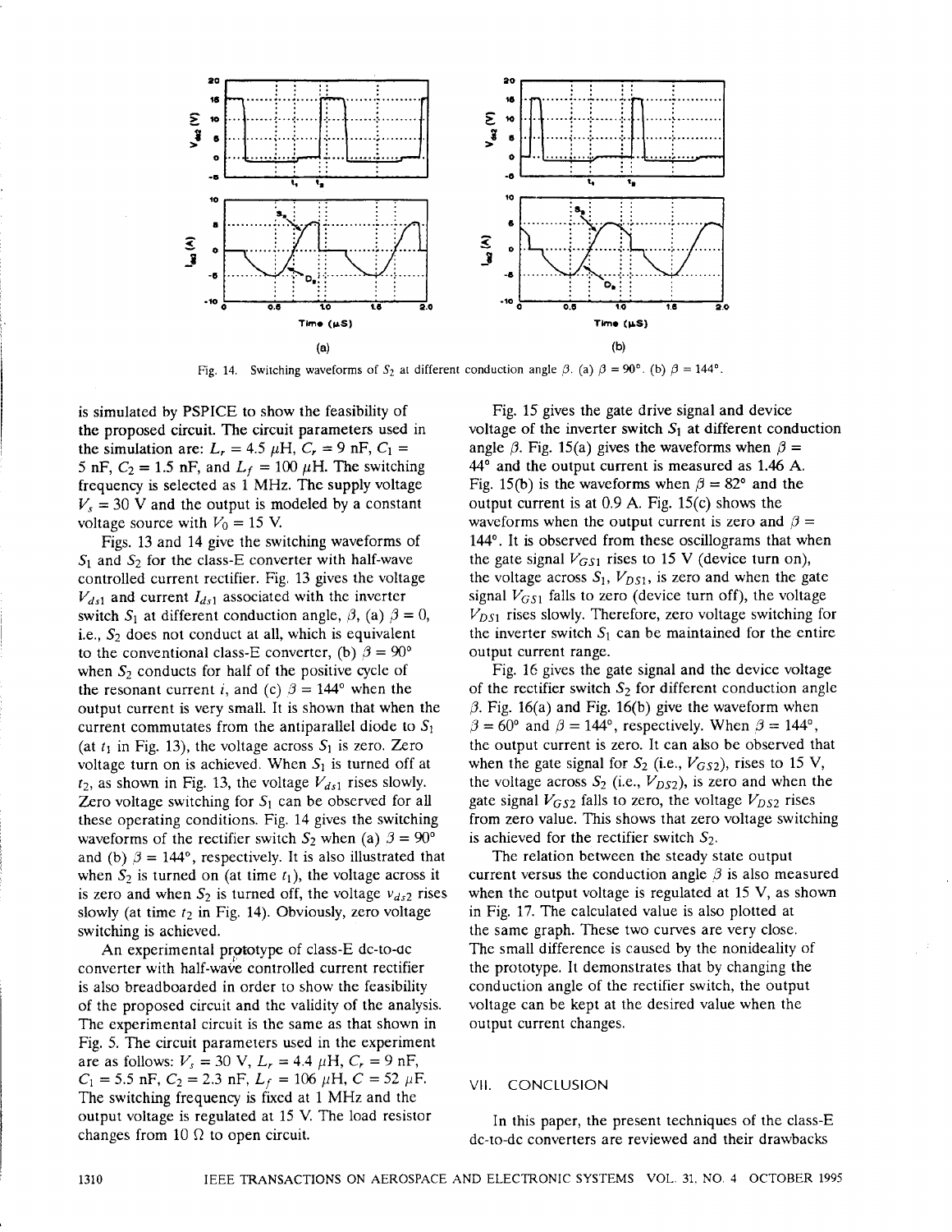20
16
10
5
0
-5
$V_{ds2}$ (V)
$t_1$ $t_2$
10
5
0
-5
-10
$I_{ds2}$ (A)
$S_2$
$D_2$
0 0.5 1.0 1.5 2.0
Time (μS)
(a)

20
16
10
5
0
-5
$V_{ds2}$ (V)
$t_1$ $t_2$
10
5
0
-5
-10
$I_{ds2}$ (A)
$S_2$
$D_2$
0 0.5 1.0 1.5 2.0
Time (μS)
(b)

Fig. 14. Switching waveforms of $S_2$ at different conduction angle $\beta$. (a) $\beta = 90°$. (b) $\beta = 144°$.

is simulated by PSPICE to show the feasibility of the proposed circuit. The circuit parameters used in the simulation are: $L_r = 4.5$ μH, $C_r = 9$ nF, $C_1 = 5$ nF, $C_2 = 1.5$ nF, and $L_f = 100$ μH. The switching frequency is selected as 1 MHz. The supply voltage $V_s = 30$ V and the output is modeled by a constant voltage source with $V_0 = 15$ V.

Figs. 13 and 14 give the switching waveforms of $S_1$ and $S_2$ for the class-E converter with half-wave controlled current rectifier. Fig. 13 gives the voltage $V_{ds1}$ and current $I_{ds1}$ associated with the inverter switch $S_1$ at different conduction angle, $\beta$, (a) $\beta = 0$, i.e., $S_2$ does not conduct at all, which is equivalent to the conventional class-E converter, (b) $\beta = 90°$ when $S_2$ conducts for half of the positive cycle of the resonant current $i$, and (c) $\beta = 144°$ when the output current is very small. It is shown that when the current commutates from the antiparallel diode to $S_1$ (at $t_1$ in Fig. 13), the voltage across $S_1$ is zero. Zero voltage turn on is achieved. When $S_1$ is turned off at $t_2$, as shown in Fig. 13, the voltage $V_{ds1}$ rises slowly. Zero voltage switching for $S_1$ can be observed for all these operating conditions. Fig. 14 gives the switching waveforms of the rectifier switch $S_2$ when (a) $\beta = 90°$ and (b) $\beta = 144°$, respectively. It is also illustrated that when $S_2$ is turned on (at time $t_1$), the voltage across it is zero and when $S_2$ is turned off, the voltage $v_{ds2}$ rises slowly (at time $t_2$ in Fig. 14). Obviously, zero voltage switching is achieved.

An experimental prototype of class-E dc-to-dc converter with half-wave controlled current rectifier is also breadboarded in order to show the feasibility of the proposed circuit and the validity of the analysis. The experimental circuit is the same as that shown in Fig. 5. The circuit parameters used in the experiment are as follows: $V_s = 30$ V, $L_r = 4.4$ μH, $C_r = 9$ nF, $C_1 = 5.5$ nF, $C_2 = 2.3$ nF, $L_f = 106$ μH, $C = 52$ μF. The switching frequency is fixed at 1 MHz and the output voltage is regulated at 15 V. The load resistor changes from 10 Ω to open circuit.

Fig. 15 gives the gate drive signal and device voltage of the inverter switch $S_1$ at different conduction angle $\beta$. Fig. 15(a) gives the waveforms when $\beta = 44°$ and the output current is measured as 1.46 A. Fig. 15(b) is the waveforms when $\beta = 82°$ and the output current is at 0.9 A. Fig. 15(c) shows the waveforms when the output current is zero and $\beta = 144°$. It is observed from these oscillograms that when the gate signal $V_{GS1}$ rises to 15 V (device turn on), the voltage across $S_1$, $V_{DS1}$, is zero and when the gate signal $V_{GS1}$ falls to zero (device turn off), the voltage $V_{DS1}$ rises slowly. Therefore, zero voltage switching for the inverter switch $S_1$ can be maintained for the entire output current range.

Fig. 16 gives the gate signal and the device voltage of the rectifier switch $S_2$ for different conduction angle $\beta$. Fig. 16(a) and Fig. 16(b) give the waveform when $\beta = 60°$ and $\beta = 144°$, respectively. When $\beta = 144°$, the output current is zero. It can also be observed that when the gate signal for $S_2$ (i.e., $V_{GS2}$), rises to 15 V, the voltage across $S_2$ (i.e., $V_{DS2}$), is zero and when the gate signal $V_{GS2}$ falls to zero, the voltage $V_{DS2}$ rises from zero value. This shows that zero voltage switching is achieved for the rectifier switch $S_2$.

The relation between the steady state output current versus the conduction angle $\beta$ is also measured when the output voltage is regulated at 15 V, as shown in Fig. 17. The calculated value is also plotted at the same graph. These two curves are very close. The small difference is caused by the nonideality of the prototype. It demonstrates that by changing the conduction angle of the rectifier switch, the output voltage can be kept at the desired value when the output current changes.

## VII. CONCLUSION

In this paper, the present techniques of the class-E dc-to-dc converters are reviewed and their drawbacks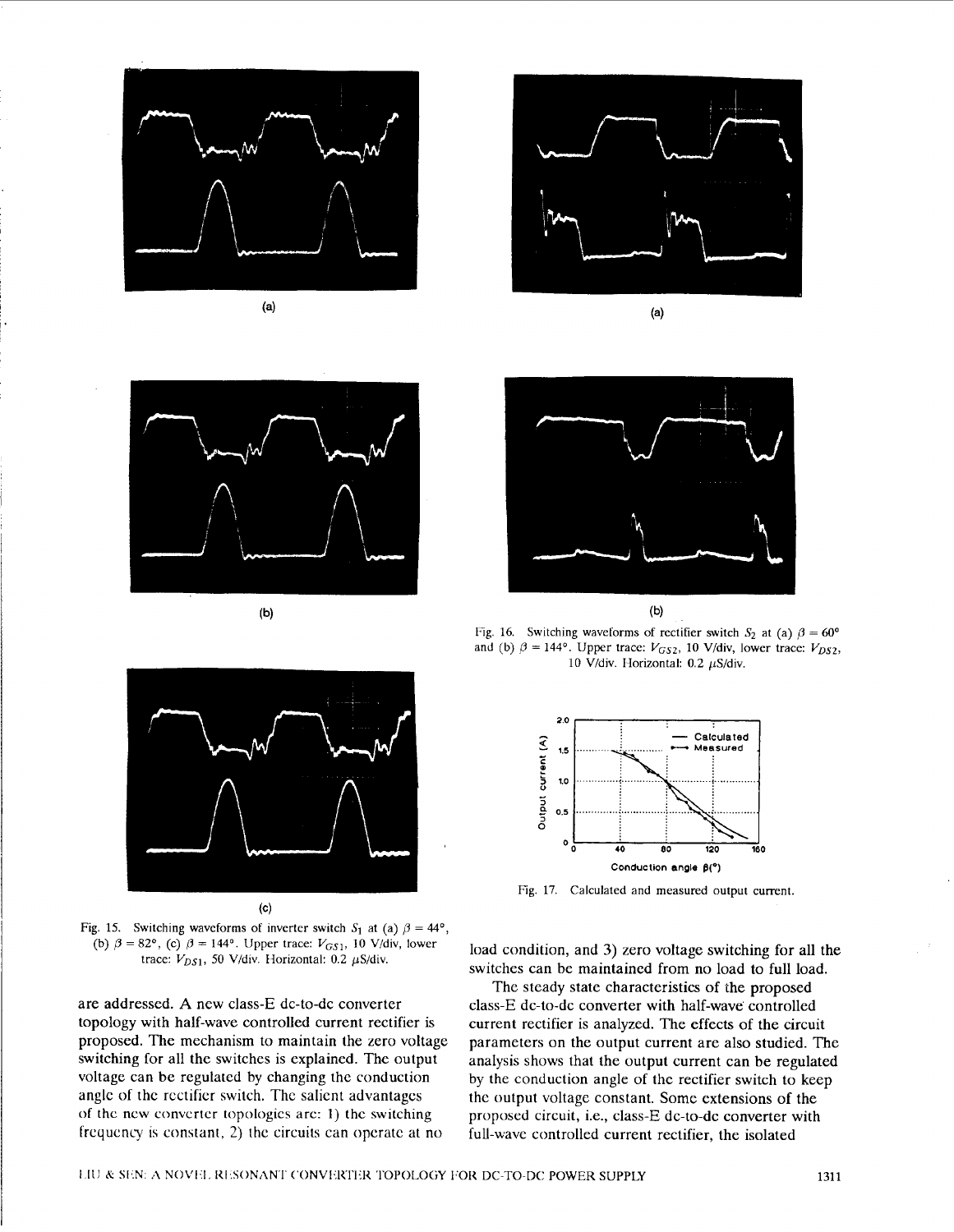(a)

(b)

(c)

Fig. 15. Switching waveforms of inverter switch $S_1$ at (a) $\beta = 44°$, (b) $\beta = 82°$, (c) $\beta = 144°$. Upper trace: $V_{GS1}$, 10 V/div, lower trace: $V_{DS1}$, 50 V/div. Horizontal: 0.2 $\mu$S/div.

(a)

(b)

Fig. 16. Switching waveforms of rectifier switch $S_2$ at (a) $\beta = 60°$ and (b) $\beta = 144°$. Upper trace: $V_{GS2}$, 10 V/div, lower trace: $V_{DS2}$, 10 V/div. Horizontal: 0.2 $\mu$S/div.

2.0
1.5
1.0
0.5
0
Output current (A)
0
40
80
120
160
Conduction angle β(°)
Calculated
Measured

Fig. 17. Calculated and measured output current.

are addressed. A new class-E dc-to-dc converter topology with half-wave controlled current rectifier is proposed. The mechanism to maintain the zero voltage switching for all the switches is explained. The output voltage can be regulated by changing the conduction angle of the rectifier switch. The salient advantages of the new converter topologies are: 1) the switching frequency is constant, 2) the circuits can operate at no load condition, and 3) zero voltage switching for all the switches can be maintained from no load to full load.

The steady state characteristics of the proposed class-E dc-to-dc converter with half-wave controlled current rectifier is analyzed. The effects of the circuit parameters on the output current are also studied. The analysis shows that the output current can be regulated by the conduction angle of the rectifier switch to keep the output voltage constant. Some extensions of the proposed circuit, i.e., class-E dc-to-dc converter with full-wave controlled current rectifier, the isolated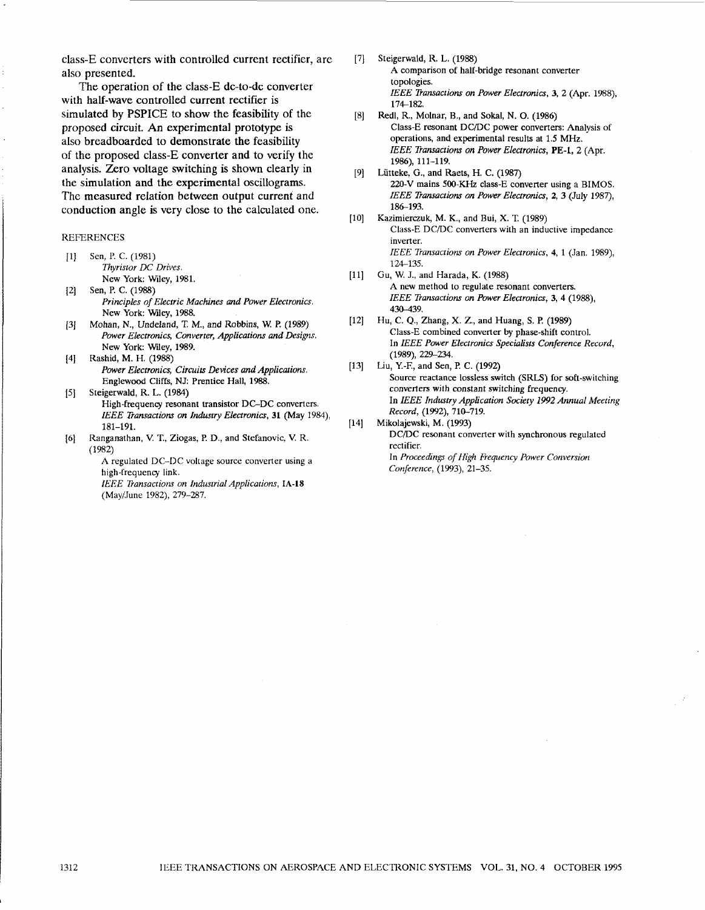class-E converters with controlled current rectifier, are also presented.

The operation of the class-E dc-to-dc converter with half-wave controlled current rectifier is simulated by PSPICE to show the feasibility of the proposed circuit. An experimental prototype is also breadboarded to demonstrate the feasibility of the proposed class-E converter and to verify the analysis. Zero voltage switching is shown clearly in the simulation and the experimental oscillograms. The measured relation between output current and conduction angle is very close to the calculated one.

## REFERENCES

[1] Sen, P. C. (1981)
*Thyristor DC Drives.*
New York: Wiley, 1981.

[2] Sen, P. C. (1988)
*Principles of Electric Machines and Power Electronics.*
New York: Wiley, 1988.

[3] Mohan, N., Undeland, T. M., and Robbins, W. P. (1989)
*Power Electronics, Converter, Applications and Designs.*
New York: Wiley, 1989.

[4] Rashid, M. H. (1988)
*Power Electronics, Circuits Devices and Applications.*
Englewood Cliffs, NJ: Prentice Hall, 1988.

[5] Steigerwald, R. L. (1984)
High-frequency resonant transistor DC–DC converters.
*IEEE Transactions on Industry Electronics*, **31** (May 1984), 181–191.

[6] Ranganathan, V. T., Ziogas, P. D., and Stefanovic, V. R. (1982)
A regulated DC–DC voltage source converter using a high-frequency link.
*IEEE Transactions on Industrial Applications*, **IA-18** (May/June 1982), 279–287.

[7] Steigerwald, R. L. (1988)
A comparison of half-bridge resonant converter topologies.
*IEEE Transactions on Power Electronics*, **3**, 2 (Apr. 1988), 174–182.

[8] Redl, R., Molnar, B., and Sokal, N. O. (1986)
Class-E resonant DC/DC power converters: Analysis of operations, and experimental results at 1.5 MHz.
*IEEE Transactions on Power Electronics*, **PE-1**, 2 (Apr. 1986), 111–119.

[9] Lütteke, G., and Raets, H. C. (1987)
220-V mains 500-KHz class-E converter using a BIMOS.
*IEEE Transactions on Power Electronics*, **2**, **3** (July 1987), 186–193.

[10] Kazimierczuk, M. K., and Bui, X. T. (1989)
Class-E DC/DC converters with an inductive impedance inverter.
*IEEE Transactions on Power Electronics*, **4**, 1 (Jan. 1989), 124–135.

[11] Gu, W. J., and Harada, K. (1988)
A new method to regulate resonant converters.
*IEEE Transactions on Power Electronics*, **3**, 4 (1988), 430–439.

[12] Hu, C. Q., Zhang, X. Z., and Huang, S. P. (1989)
Class-E combined converter by phase-shift control.
In *IEEE Power Electronics Specialists Conference Record*, (1989), 229–234.

[13] Liu, Y.-F., and Sen, P. C. (1992)
Source reactance lossless switch (SRLS) for soft-switching converters with constant switching frequency.
In *IEEE Industry Application Society 1992 Annual Meeting Record*, (1992), 710–719.

[14] Mikolajewski, M. (1993)
DC/DC resonant converter with synchronous regulated rectifier.
In *Proceedings of High Frequency Power Conversion Conference*, (1993), 21–35.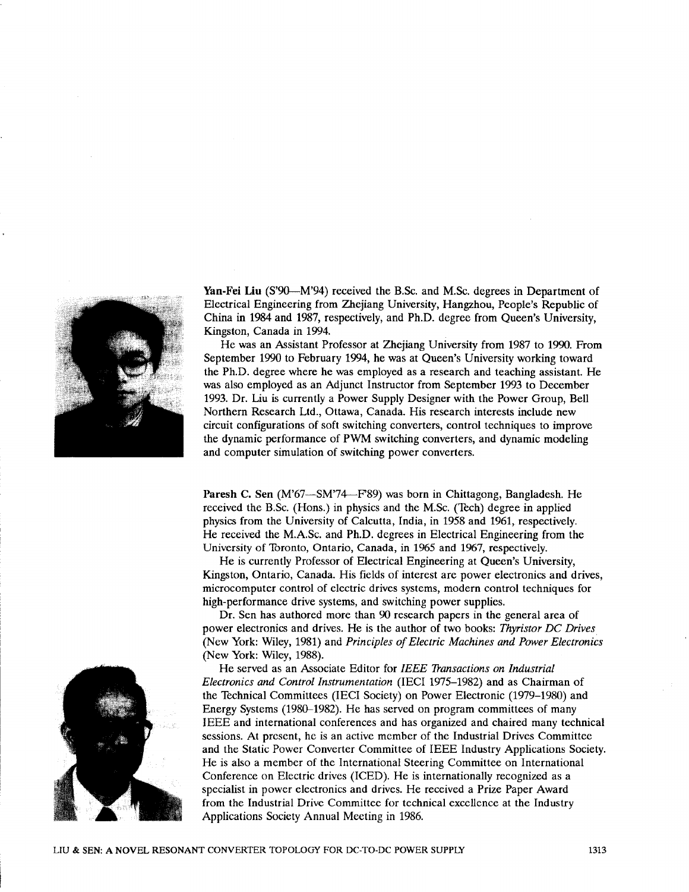**Yan-Fei Liu** (S'90—M'94) received the B.Sc. and M.Sc. degrees in Department of Electrical Engineering from Zhejiang University, Hangzhou, People's Republic of China in 1984 and 1987, respectively, and Ph.D. degree from Queen's University, Kingston, Canada in 1994.

He was an Assistant Professor at Zhejiang University from 1987 to 1990. From September 1990 to February 1994, he was at Queen's University working toward the Ph.D. degree where he was employed as a research and teaching assistant. He was also employed as an Adjunct Instructor from September 1993 to December 1993. Dr. Liu is currently a Power Supply Designer with the Power Group, Bell Northern Research Ltd., Ottawa, Canada. His research interests include new circuit configurations of soft switching converters, control techniques to improve the dynamic performance of PWM switching converters, and dynamic modeling and computer simulation of switching power converters.

**Paresh C. Sen** (M'67—SM'74—F'89) was born in Chittagong, Bangladesh. He received the B.Sc. (Hons.) in physics and the M.Sc. (Tech) degree in applied physics from the University of Calcutta, India, in 1958 and 1961, respectively. He received the M.A.Sc. and Ph.D. degrees in Electrical Engineering from the University of Toronto, Ontario, Canada, in 1965 and 1967, respectively.

He is currently Professor of Electrical Engineering at Queen's University, Kingston, Ontario, Canada. His fields of interest are power electronics and drives, microcomputer control of electric drives systems, modern control techniques for high-performance drive systems, and switching power supplies.

Dr. Sen has authored more than 90 research papers in the general area of power electronics and drives. He is the author of two books: *Thyristor DC Drives* (New York: Wiley, 1981) and *Principles of Electric Machines and Power Electronics* (New York: Wiley, 1988).

He served as an Associate Editor for *IEEE Transactions on Industrial Electronics and Control Instrumentation* (IECI 1975–1982) and as Chairman of the Technical Committees (IECI Society) on Power Electronic (1979–1980) and Energy Systems (1980–1982). He has served on program committees of many IEEE and international conferences and has organized and chaired many technical sessions. At present, he is an active member of the Industrial Drives Committee and the Static Power Converter Committee of IEEE Industry Applications Society. He is also a member of the International Steering Committee on International Conference on Electric drives (ICED). He is internationally recognized as a specialist in power electronics and drives. He received a Prize Paper Award from the Industrial Drive Committee for technical excellence at the Industry Applications Society Annual Meeting in 1986.